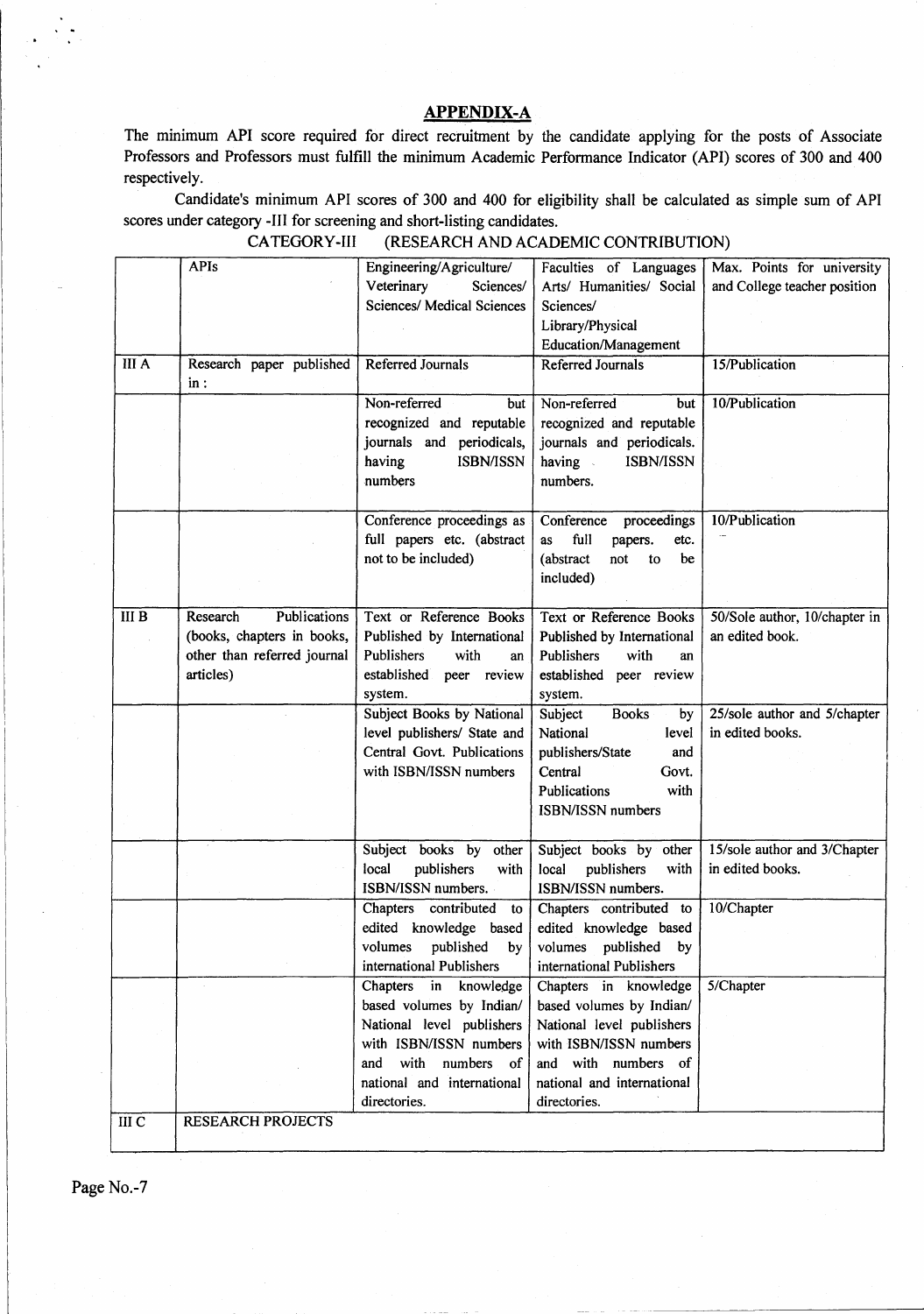## APPENDIX-A

The minimum API score required for direct recruitment by the candidate applying for the posts of Associate Professors and Professors must fulfill the minimum Academic Performance Indicator (API) scores of 300 and 400 respectively.

Candidate's minimum API scores of 300 and 400 for eligibility shall be calculated as simple sum of API scores under category -III for screening and short-listing candidates.

CATEGORY-III (RESEARCH AND ACADEMIC CONTRIBUTION)

| | APIs | Engineering/Agriculture/ Veterinary Sciences/ Sciences/ Medical Sciences | Faculties of Languages Arts/ Humanities/ Social Sciences/ Library/Physical Education/Management | Max. Points for university and College teacher position |
|---|---|---|---|---|
| III A | Research paper published in : | Referred Journals | Referred Journals | 15/Publication |
| | | Non-referred but recognized and reputable journals and periodicals, having ISBN/ISSN numbers | Non-referred but recognized and reputable journals and periodicals. having ISBN/ISSN numbers. | 10/Publication |
| | | Conference proceedings as full papers etc. (abstract not to be included) | Conference proceedings as full papers. etc. (abstract not to be included) | 10/Publication |
| III B | Research Publications (books, chapters in books, other than referred journal articles) | Text or Reference Books Published by International Publishers with an established peer review system. | Text or Reference Books Published by International Publishers with an established peer review system. | 50/Sole author, 10/chapter in an edited book. |
| | | Subject Books by National level publishers/ State and Central Govt. Publications with ISBN/ISSN numbers | Subject Books by National level publishers/State and Central Govt. Publications with ISBN/ISSN numbers | 25/sole author and 5/chapter in edited books. |
| | | Subject books by other local publishers with ISBN/ISSN numbers. | Subject books by other local publishers with ISBN/ISSN numbers. | 15/sole author and 3/Chapter in edited books. |
| | | Chapters contributed to edited knowledge based volumes published by international Publishers | Chapters contributed to edited knowledge based volumes published by international Publishers | 10/Chapter |
| | | Chapters in knowledge based volumes by Indian/ National level publishers with ISBN/ISSN numbers and with numbers of national and international directories. | Chapters in knowledge based volumes by Indian/ National level publishers with ISBN/ISSN numbers and with numbers of national and international directories. | 5/Chapter |
| III C | RESEARCH PROJECTS | | | |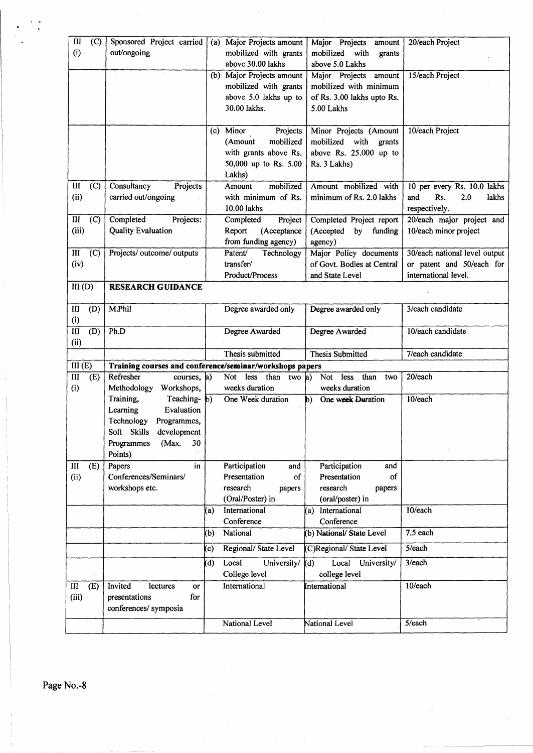| III (C) (i) | Sponsored Project carried out/ongoing | (a) Major Projects amount mobilized with grants above 30.00 lakhs | Major Projects amount mobilized with grants above 5.0 Lakhs | 20/each Project |
|---|---|---|---|---|
| | | (b) Major Projects amount mobilized with grants above 5.0 lakhs up to 30.00 lakhs. | Major Projects amount mobilized with minimum of Rs. 3.00 lakhs upto Rs. 5.00 Lakhs | 15/each Project |
| | | (c) Minor Projects (Amount mobilized with grants above Rs. 50,000 up to Rs. 5.00 Lakhs) | Minor Projects (Amount mobilized with grants above Rs. 25.000 up to Rs. 3 Lakhs) | 10/each Project |
| III (C) (ii) | Consultancy Projects carried out/ongoing | Amount mobilized with minimum of Rs. 10.00 lakhs | Amount mobilized with minimum of Rs. 2.0 lakhs | 10 per every Rs. 10.0 lakhs and Rs. 2.0 lakhs respectively. |
| III (C) (iii) | Completed Projects: Quality Evaluation | Completed Project Report (Acceptance from funding agency) | Completed Project report (Accepted by funding agency) | 20/each major project and 10/each minor project |
| III (C) (iv) | Projects/ outcome/ outputs | Patent/ Technology transfer/ Product/Process | Major Policy documents of Govt. Bodies at Central and State Level | 30/each national level output or patent and 50/each for international level. |
| III (D) | **RESEARCH GUIDANCE** | | | |
| III (D) (i) | M.Phil | Degree awarded only | Degree awarded only | 3/each candidate |
| III (D) (ii) | Ph.D | Degree Awarded | Degree Awarded | 10/each candidate |
| | | Thesis submitted | Thesis Submitted | 7/each candidate |
| III (E) | **Training courses and conference/seminar/workshops papers** | | | |
| III (E) (i) | Refresher courses, Methodology Workshops, Training, Teaching-Learning Evaluation Technology Programmes, Soft Skills development Programmes (Max. 30 Points) | a) Not less than two weeks duration | a) Not less than two weeks duration | 20/each |
| | | b) One Week duration | b) One week Duration | 10/each |
| III (E) (ii) | Papers in Conferences/Seminars/ workshops etc. | Participation and Presentation of research papers (Oral/Poster) in | Participation and Presentation of research papers (oral/poster) in | |
| | | (a) International Conference | (a) International Conference | 10/each |
| | | (b) National | (b) National/ State Level | 7.5 each |
| | | (c) Regional/ State Level | (C)Regional/ State Level | 5/each |
| | | (d) Local University/ College level | (d) Local University/ college level | 3/each |
| III (E) (iii) | Invited lectures or presentations for conferences/ symposia | International | International | 10/each |
| | | National Level | National Level | 5/each |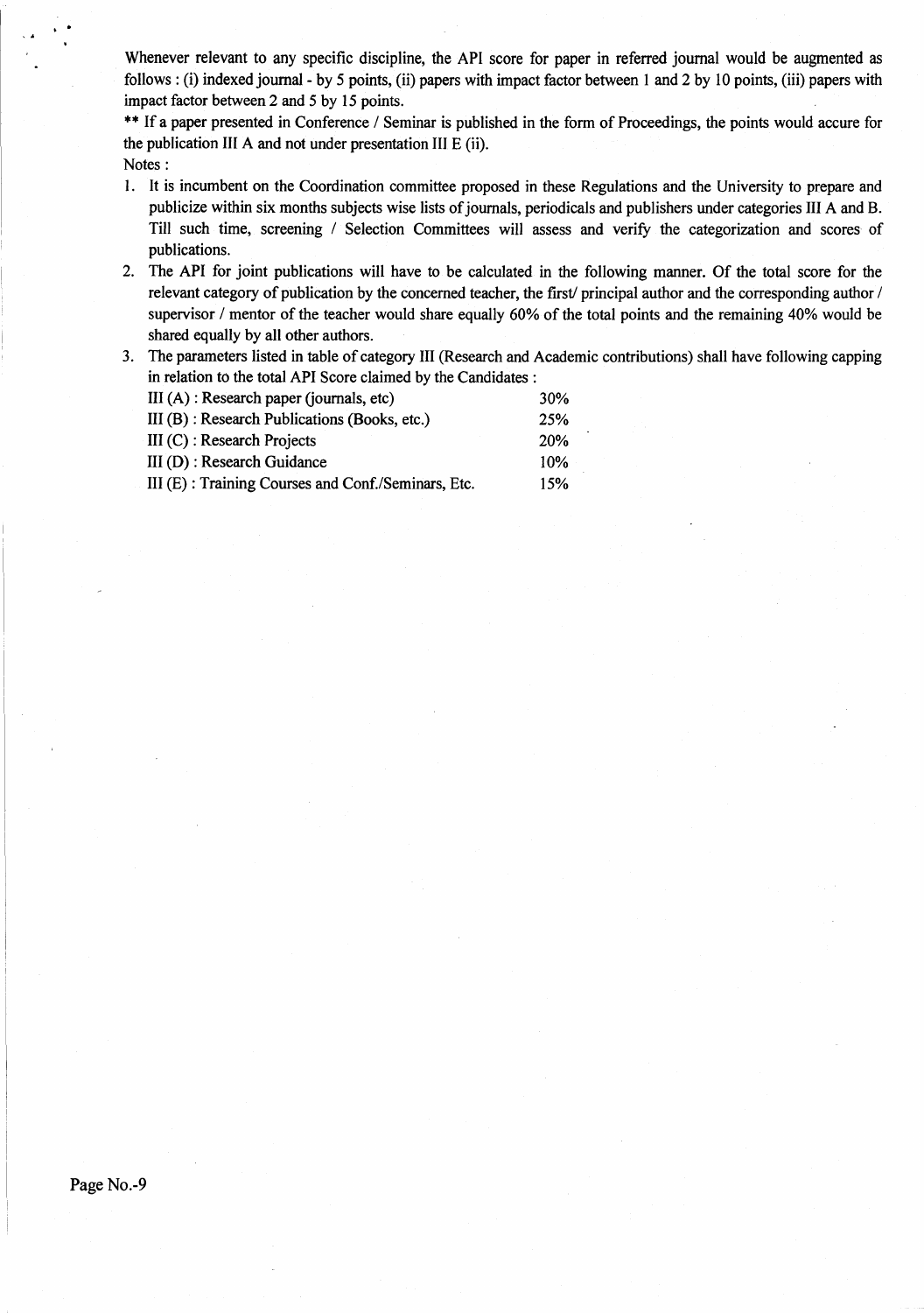Whenever relevant to any specific discipline, the API score for paper in referred journal would be augmented as follows : (i) indexed journal - by 5 points, (ii) papers with impact factor between 1 and 2 by 10 points, (iii) papers with impact factor between 2 and 5 by 15 points.

** If a paper presented in Conference / Seminar is published in the form of Proceedings, the points would accure for the publication III A and not under presentation III E (ii).

Notes :

1. It is incumbent on the Coordination committee proposed in these Regulations and the University to prepare and publicize within six months subjects wise lists of journals, periodicals and publishers under categories III A and B. Till such time, screening / Selection Committees will assess and verify the categorization and scores of publications.
2. The API for joint publications will have to be calculated in the following manner. Of the total score for the relevant category of publication by the concerned teacher, the first/ principal author and the corresponding author / supervisor / mentor of the teacher would share equally 60% of the total points and the remaining 40% would be shared equally by all other authors.
3. The parameters listed in table of category III (Research and Academic contributions) shall have following capping in relation to the total API Score claimed by the Candidates :

| | |
|---|---|
| III (A) : Research paper (journals, etc) | 30% |
| III (B) : Research Publications (Books, etc.) | 25% |
| III (C) : Research Projects | 20% |
| III (D) : Research Guidance | 10% |
| III (E) : Training Courses and Conf./Seminars, Etc. | 15% |